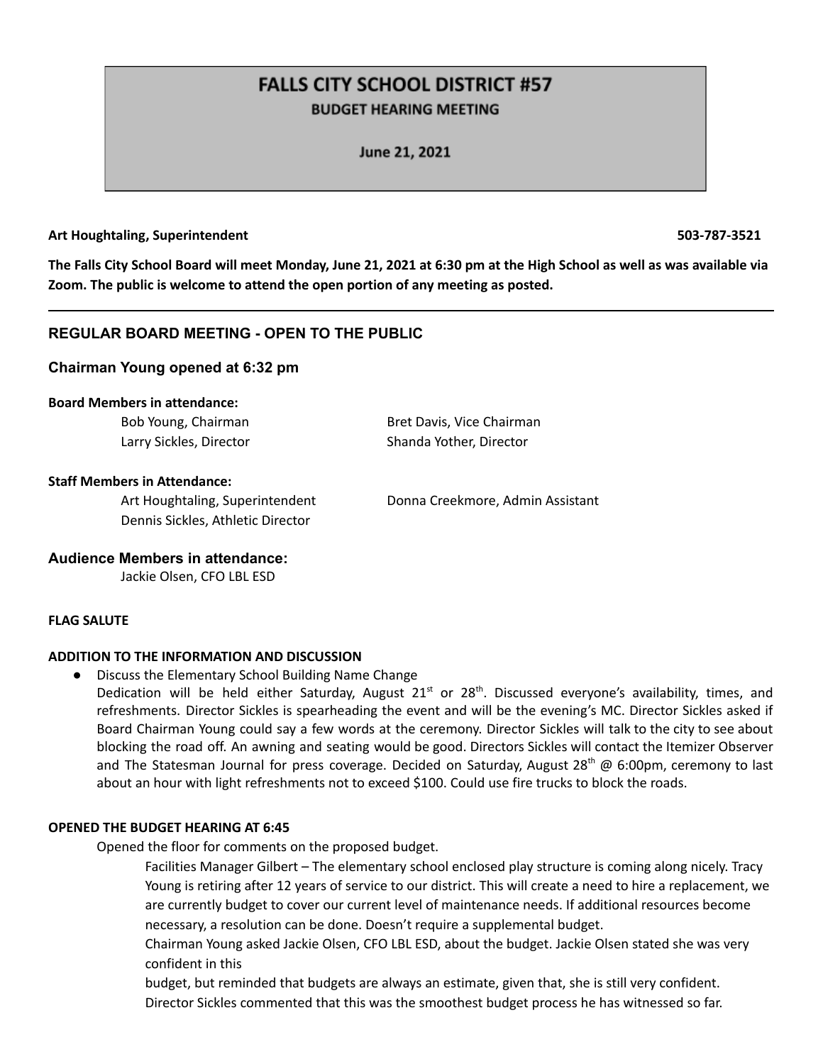# FALLS CITY SCHOOL DISTRICT #57

## BUDGET HEARING MEETING

### June 21, 2021

**Art Houghtaling, Superintendent** **503-787-3521**

**The Falls City School Board will meet Monday, June 21, 2021 at 6:30 pm at the High School as well as was available via Zoom. The public is welcome to attend the open portion of any meeting as posted.**

---

## REGULAR BOARD MEETING - OPEN TO THE PUBLIC

### Chairman Young opened at 6:32 pm

**Board Members in attendance:**

Bob Young, Chairman
Bret Davis, Vice Chairman
Larry Sickles, Director
Shanda Yother, Director

**Staff Members in Attendance:**

Art Houghtaling, Superintendent
Donna Creekmore, Admin Assistant
Dennis Sickles, Athletic Director

### Audience Members in attendance:

Jackie Olsen, CFO LBL ESD

**FLAG SALUTE**

**ADDITION TO THE INFORMATION AND DISCUSSION**

- Discuss the Elementary School Building Name Change
  Dedication will be held either Saturday, August 21st or 28th. Discussed everyone's availability, times, and refreshments. Director Sickles is spearheading the event and will be the evening's MC. Director Sickles asked if Board Chairman Young could say a few words at the ceremony. Director Sickles will talk to the city to see about blocking the road off. An awning and seating would be good. Directors Sickles will contact the Itemizer Observer and The Statesman Journal for press coverage. Decided on Saturday, August 28th @ 6:00pm, ceremony to last about an hour with light refreshments not to exceed $100. Could use fire trucks to block the roads.

**OPENED THE BUDGET HEARING AT 6:45**

Opened the floor for comments on the proposed budget.

Facilities Manager Gilbert – The elementary school enclosed play structure is coming along nicely. Tracy Young is retiring after 12 years of service to our district. This will create a need to hire a replacement, we are currently budget to cover our current level of maintenance needs. If additional resources become necessary, a resolution can be done. Doesn't require a supplemental budget.

Chairman Young asked Jackie Olsen, CFO LBL ESD, about the budget. Jackie Olsen stated she was very confident in this budget, but reminded that budgets are always an estimate, given that, she is still very confident.

Director Sickles commented that this was the smoothest budget process he has witnessed so far.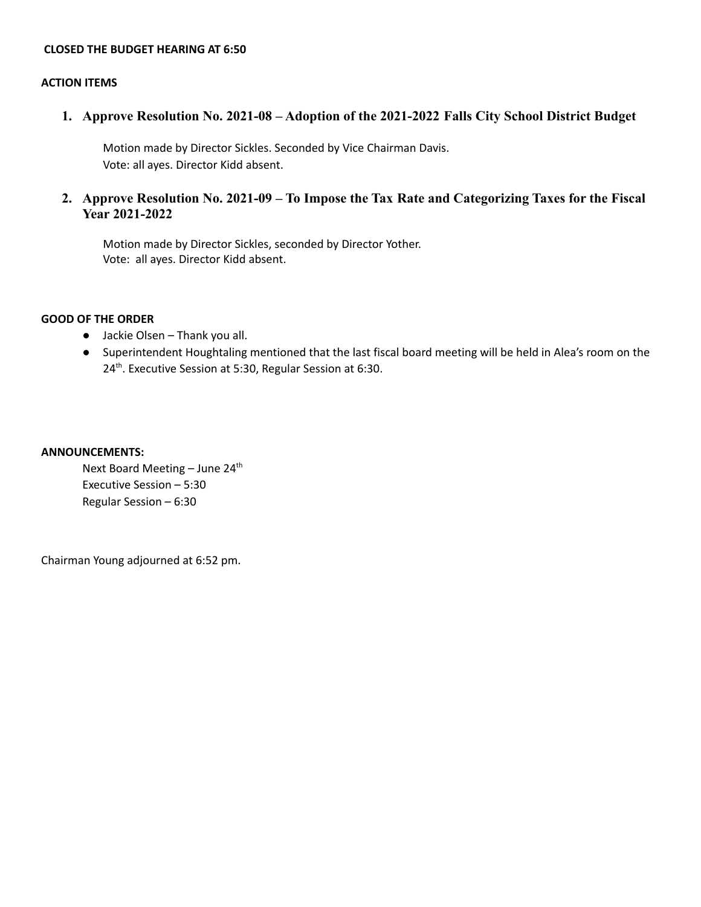**CLOSED THE BUDGET HEARING AT 6:50**

**ACTION ITEMS**

1. **Approve Resolution No. 2021-08 – Adoption of the 2021-2022 Falls City School District Budget**

   Motion made by Director Sickles. Seconded by Vice Chairman Davis.
   Vote: all ayes. Director Kidd absent.

2. **Approve Resolution No. 2021-09 – To Impose the Tax Rate and Categorizing Taxes for the Fiscal Year 2021-2022**

   Motion made by Director Sickles, seconded by Director Yother.
   Vote: all ayes. Director Kidd absent.

**GOOD OF THE ORDER**

- Jackie Olsen – Thank you all.
- Superintendent Houghtaling mentioned that the last fiscal board meeting will be held in Alea's room on the 24th. Executive Session at 5:30, Regular Session at 6:30.

**ANNOUNCEMENTS:**

Next Board Meeting – June 24th
Executive Session – 5:30
Regular Session – 6:30

Chairman Young adjourned at 6:52 pm.